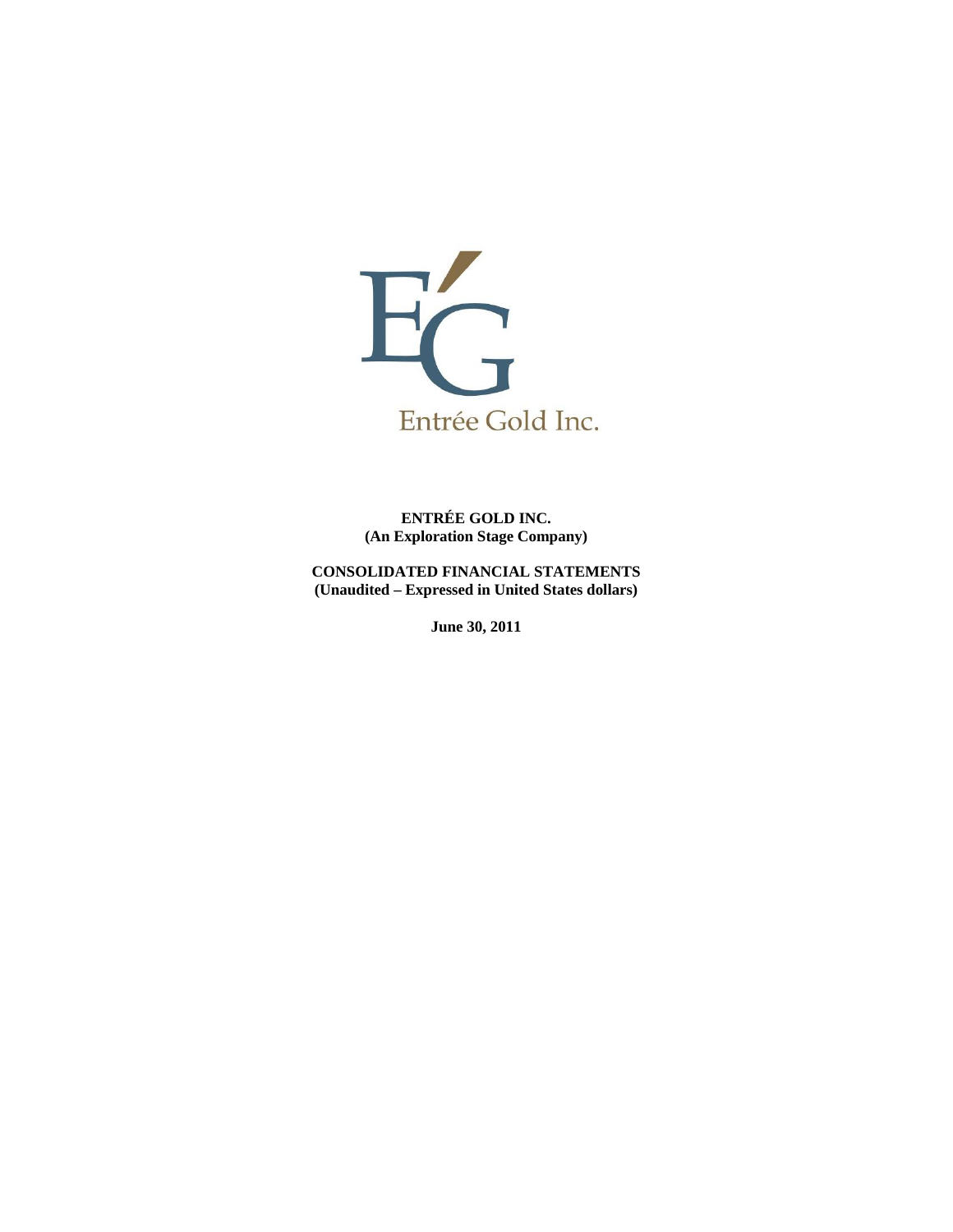Entrée Gold Inc.

**ENTRÉE GOLD INC.**
**(An Exploration Stage Company)**

**CONSOLIDATED FINANCIAL STATEMENTS**
**(Unaudited – Expressed in United States dollars)**

**June 30, 2011**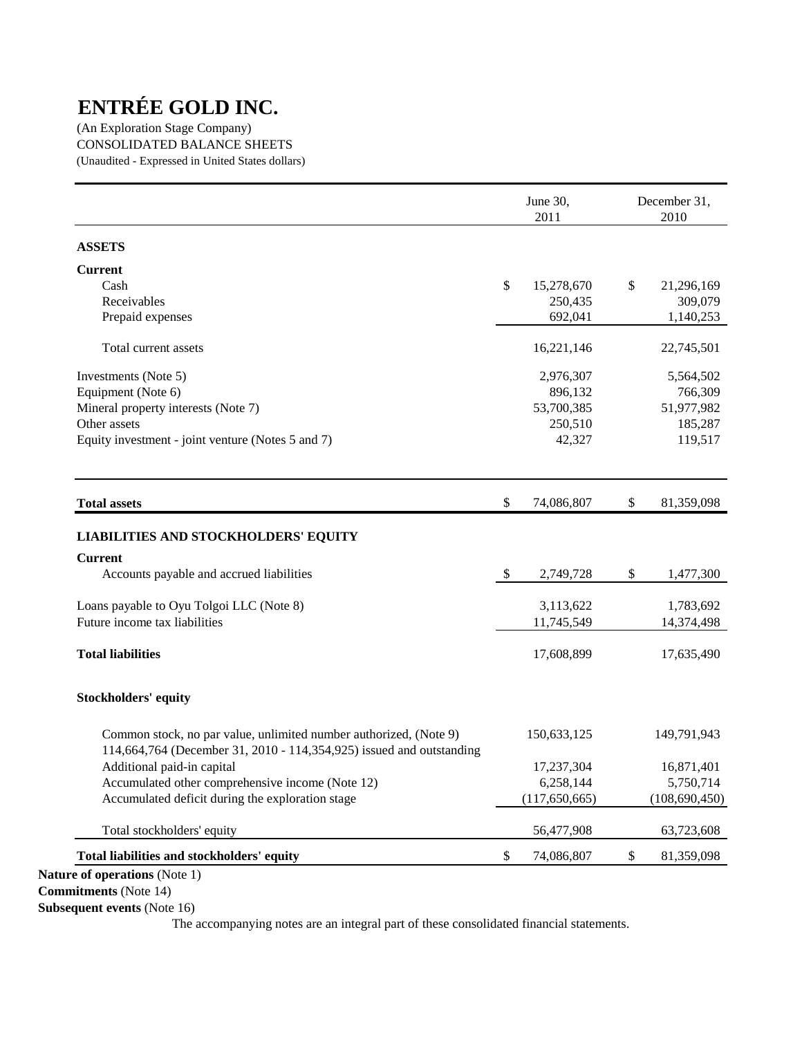# ENTRÉE GOLD INC.

(An Exploration Stage Company)
CONSOLIDATED BALANCE SHEETS
(Unaudited - Expressed in United States dollars)

| | June 30, 2011 | December 31, 2010 |
|---|---|---|
| **ASSETS** | | |
| **Current** | | |
| Cash | $ 15,278,670 | $ 21,296,169 |
| Receivables | 250,435 | 309,079 |
| Prepaid expenses | 692,041 | 1,140,253 |
| Total current assets | 16,221,146 | 22,745,501 |
| Investments (Note 5) | 2,976,307 | 5,564,502 |
| Equipment (Note 6) | 896,132 | 766,309 |
| Mineral property interests (Note 7) | 53,700,385 | 51,977,982 |
| Other assets | 250,510 | 185,287 |
| Equity investment - joint venture (Notes 5 and 7) | 42,327 | 119,517 |
| **Total assets** | $ 74,086,807 | $ 81,359,098 |
| **LIABILITIES AND STOCKHOLDERS' EQUITY** | | |
| **Current** | | |
| Accounts payable and accrued liabilities | $ 2,749,728 | $ 1,477,300 |
| Loans payable to Oyu Tolgoi LLC (Note 8) | 3,113,622 | 1,783,692 |
| Future income tax liabilities | 11,745,549 | 14,374,498 |
| **Total liabilities** | 17,608,899 | 17,635,490 |
| **Stockholders' equity** | | |
| Common stock, no par value, unlimited number authorized, (Note 9) 114,664,764 (December 31, 2010 - 114,354,925) issued and outstanding | 150,633,125 | 149,791,943 |
| Additional paid-in capital | 17,237,304 | 16,871,401 |
| Accumulated other comprehensive income (Note 12) | 6,258,144 | 5,750,714 |
| Accumulated deficit during the exploration stage | (117,650,665) | (108,690,450) |
| Total stockholders' equity | 56,477,908 | 63,723,608 |
| **Total liabilities and stockholders' equity** | $ 74,086,807 | $ 81,359,098 |

**Nature of operations** (Note 1)
**Commitments** (Note 14)
**Subsequent events** (Note 16)

The accompanying notes are an integral part of these consolidated financial statements.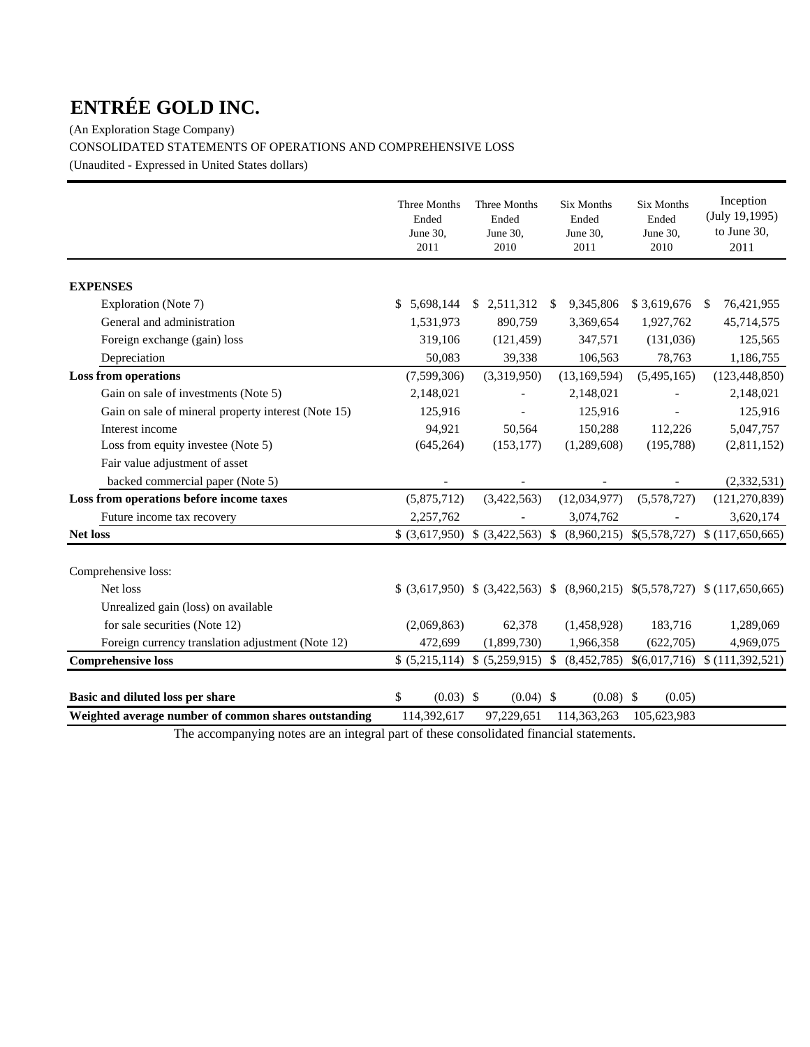# ENTRÉE GOLD INC.

(An Exploration Stage Company)

CONSOLIDATED STATEMENTS OF OPERATIONS AND COMPREHENSIVE LOSS

(Unaudited - Expressed in United States dollars)

| | Three Months Ended June 30, 2011 | Three Months Ended June 30, 2010 | Six Months Ended June 30, 2011 | Six Months Ended June 30, 2010 | Inception (July 19,1995) to June 30, 2011 |
|---|---|---|---|---|---|
| **EXPENSES** | | | | | |
| Exploration (Note 7) | $ 5,698,144 | $ 2,511,312 | $ 9,345,806 | $ 3,619,676 | $ 76,421,955 |
| General and administration | 1,531,973 | 890,759 | 3,369,654 | 1,927,762 | 45,714,575 |
| Foreign exchange (gain) loss | 319,106 | (121,459) | 347,571 | (131,036) | 125,565 |
| Depreciation | 50,083 | 39,338 | 106,563 | 78,763 | 1,186,755 |
| **Loss from operations** | (7,599,306) | (3,319,950) | (13,169,594) | (5,495,165) | (123,448,850) |
| Gain on sale of investments (Note 5) | 2,148,021 | - | 2,148,021 | - | 2,148,021 |
| Gain on sale of mineral property interest (Note 15) | 125,916 | - | 125,916 | - | 125,916 |
| Interest income | 94,921 | 50,564 | 150,288 | 112,226 | 5,047,757 |
| Loss from equity investee (Note 5) | (645,264) | (153,177) | (1,289,608) | (195,788) | (2,811,152) |
| Fair value adjustment of asset backed commercial paper (Note 5) | - | - | - | - | (2,332,531) |
| **Loss from operations before income taxes** | (5,875,712) | (3,422,563) | (12,034,977) | (5,578,727) | (121,270,839) |
| Future income tax recovery | 2,257,762 | - | 3,074,762 | - | 3,620,174 |
| **Net loss** | $ (3,617,950) | $ (3,422,563) | $ (8,960,215) | $(5,578,727) | $ (117,650,665) |
| | | | | | |
| Comprehensive loss: | | | | | |
| Net loss | $ (3,617,950) | $ (3,422,563) | $ (8,960,215) | $(5,578,727) | $ (117,650,665) |
| Unrealized gain (loss) on available for sale securities (Note 12) | (2,069,863) | 62,378 | (1,458,928) | 183,716 | 1,289,069 |
| Foreign currency translation adjustment (Note 12) | 472,699 | (1,899,730) | 1,966,358 | (622,705) | 4,969,075 |
| **Comprehensive loss** | $ (5,215,114) | $ (5,259,915) | $ (8,452,785) | $(6,017,716) | $ (111,392,521) |
| | | | | | |
| **Basic and diluted loss per share** | $ (0.03) | $ (0.04) | $ (0.08) | $ (0.05) | |
| **Weighted average number of common shares outstanding** | 114,392,617 | 97,229,651 | 114,363,263 | 105,623,983 | |

The accompanying notes are an integral part of these consolidated financial statements.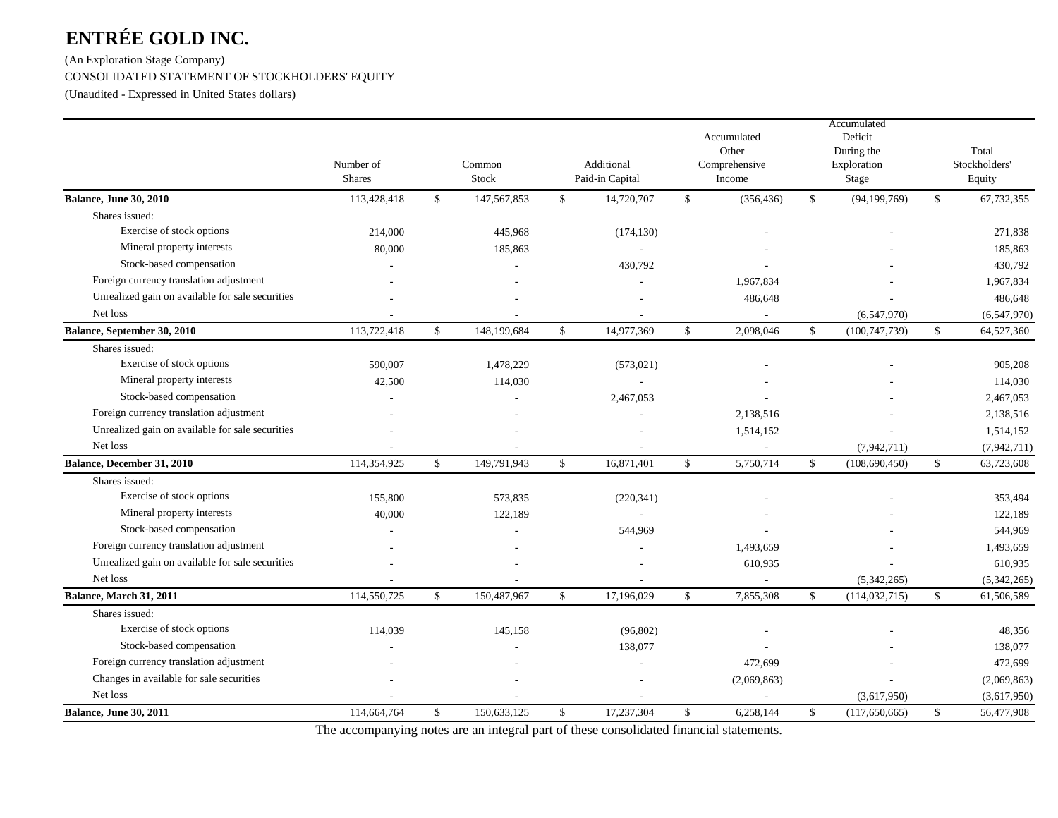# ENTRÉE GOLD INC.

(An Exploration Stage Company)

CONSOLIDATED STATEMENT OF STOCKHOLDERS' EQUITY

(Unaudited - Expressed in United States dollars)

| | Number of Shares | Common Stock | Additional Paid-in Capital | Accumulated Other Comprehensive Income | Accumulated Deficit During the Exploration Stage | Total Stockholders' Equity |
|---|---|---|---|---|---|---|
| **Balance, June 30, 2010** | 113,428,418 | $ 147,567,853 | $ 14,720,707 | $ (356,436) | $ (94,199,769) | $ 67,732,355 |
| Shares issued: | | | | | | |
| Exercise of stock options | 214,000 | 445,968 | (174,130) | - | - | 271,838 |
| Mineral property interests | 80,000 | 185,863 | - | - | - | 185,863 |
| Stock-based compensation | - | - | 430,792 | - | - | 430,792 |
| Foreign currency translation adjustment | - | - | - | 1,967,834 | - | 1,967,834 |
| Unrealized gain on available for sale securities | - | - | - | 486,648 | - | 486,648 |
| Net loss | - | - | - | - | (6,547,970) | (6,547,970) |
| **Balance, September 30, 2010** | 113,722,418 | $ 148,199,684 | $ 14,977,369 | $ 2,098,046 | $ (100,747,739) | $ 64,527,360 |
| Shares issued: | | | | | | |
| Exercise of stock options | 590,007 | 1,478,229 | (573,021) | - | - | 905,208 |
| Mineral property interests | 42,500 | 114,030 | - | - | - | 114,030 |
| Stock-based compensation | - | - | 2,467,053 | - | - | 2,467,053 |
| Foreign currency translation adjustment | - | - | - | 2,138,516 | - | 2,138,516 |
| Unrealized gain on available for sale securities | - | - | - | 1,514,152 | - | 1,514,152 |
| Net loss | - | - | - | - | (7,942,711) | (7,942,711) |
| **Balance, December 31, 2010** | 114,354,925 | $ 149,791,943 | $ 16,871,401 | $ 5,750,714 | $ (108,690,450) | $ 63,723,608 |
| Shares issued: | | | | | | |
| Exercise of stock options | 155,800 | 573,835 | (220,341) | - | - | 353,494 |
| Mineral property interests | 40,000 | 122,189 | - | - | - | 122,189 |
| Stock-based compensation | - | - | 544,969 | - | - | 544,969 |
| Foreign currency translation adjustment | - | - | - | 1,493,659 | - | 1,493,659 |
| Unrealized gain on available for sale securities | - | - | - | 610,935 | - | 610,935 |
| Net loss | - | - | - | - | (5,342,265) | (5,342,265) |
| **Balance, March 31, 2011** | 114,550,725 | $ 150,487,967 | $ 17,196,029 | $ 7,855,308 | $ (114,032,715) | $ 61,506,589 |
| Shares issued: | | | | | | |
| Exercise of stock options | 114,039 | 145,158 | (96,802) | - | - | 48,356 |
| Stock-based compensation | - | - | 138,077 | - | - | 138,077 |
| Foreign currency translation adjustment | - | - | - | 472,699 | - | 472,699 |
| Changes in available for sale securities | - | - | - | (2,069,863) | - | (2,069,863) |
| Net loss | - | - | - | - | (3,617,950) | (3,617,950) |
| **Balance, June 30, 2011** | 114,664,764 | $ 150,633,125 | $ 17,237,304 | $ 6,258,144 | $ (117,650,665) | $ 56,477,908 |

The accompanying notes are an integral part of these consolidated financial statements.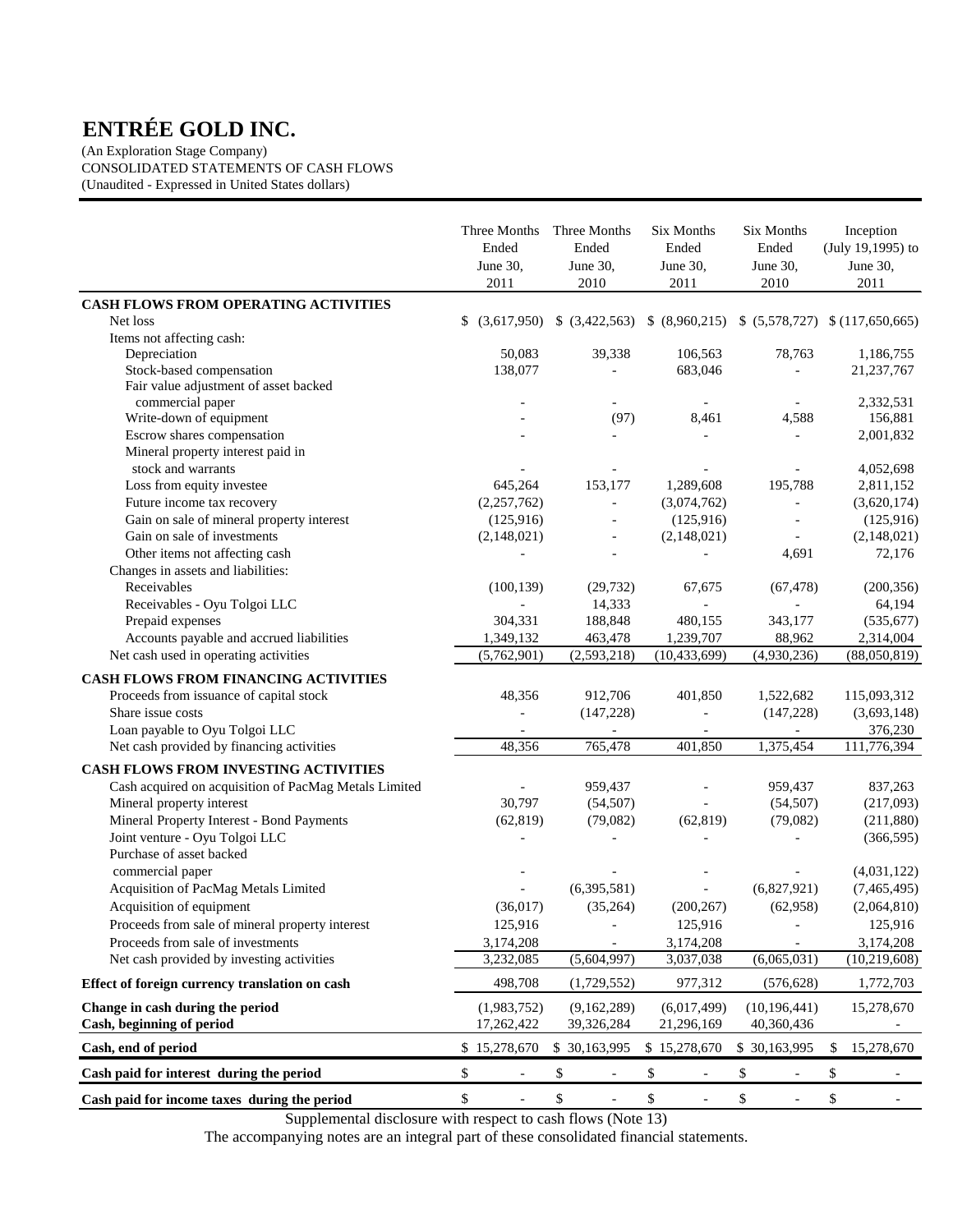# ENTRÉE GOLD INC.

(An Exploration Stage Company)
CONSOLIDATED STATEMENTS OF CASH FLOWS
(Unaudited - Expressed in United States dollars)

| | Three Months Ended June 30, 2011 | Three Months Ended June 30, 2010 | Six Months Ended June 30, 2011 | Six Months Ended June 30, 2010 | Inception (July 19,1995) to June 30, 2011 |
|---|---|---|---|---|---|
| **CASH FLOWS FROM OPERATING ACTIVITIES** | | | | | |
| Net loss | $ (3,617,950) | $ (3,422,563) | $ (8,960,215) | $ (5,578,727) | $ (117,650,665) |
| Items not affecting cash: | | | | | |
| Depreciation | 50,083 | 39,338 | 106,563 | 78,763 | 1,186,755 |
| Stock-based compensation | 138,077 | - | 683,046 | - | 21,237,767 |
| Fair value adjustment of asset backed commercial paper | - | - | - | - | 2,332,531 |
| Write-down of equipment | - | (97) | 8,461 | 4,588 | 156,881 |
| Escrow shares compensation | - | - | - | - | 2,001,832 |
| Mineral property interest paid in stock and warrants | - | - | - | - | 4,052,698 |
| Loss from equity investee | 645,264 | 153,177 | 1,289,608 | 195,788 | 2,811,152 |
| Future income tax recovery | (2,257,762) | - | (3,074,762) | - | (3,620,174) |
| Gain on sale of mineral property interest | (125,916) | - | (125,916) | - | (125,916) |
| Gain on sale of investments | (2,148,021) | - | (2,148,021) | - | (2,148,021) |
| Other items not affecting cash | - | - | - | 4,691 | 72,176 |
| Changes in assets and liabilities: | | | | | |
| Receivables | (100,139) | (29,732) | 67,675 | (67,478) | (200,356) |
| Receivables - Oyu Tolgoi LLC | - | 14,333 | - | - | 64,194 |
| Prepaid expenses | 304,331 | 188,848 | 480,155 | 343,177 | (535,677) |
| Accounts payable and accrued liabilities | 1,349,132 | 463,478 | 1,239,707 | 88,962 | 2,314,004 |
| Net cash used in operating activities | (5,762,901) | (2,593,218) | (10,433,699) | (4,930,236) | (88,050,819) |
| **CASH FLOWS FROM FINANCING ACTIVITIES** | | | | | |
| Proceeds from issuance of capital stock | 48,356 | 912,706 | 401,850 | 1,522,682 | 115,093,312 |
| Share issue costs | - | (147,228) | - | (147,228) | (3,693,148) |
| Loan payable to Oyu Tolgoi LLC | - | - | - | - | 376,230 |
| Net cash provided by financing activities | 48,356 | 765,478 | 401,850 | 1,375,454 | 111,776,394 |
| **CASH FLOWS FROM INVESTING ACTIVITIES** | | | | | |
| Cash acquired on acquisition of PacMag Metals Limited | - | 959,437 | - | 959,437 | 837,263 |
| Mineral property interest | 30,797 | (54,507) | - | (54,507) | (217,093) |
| Mineral Property Interest - Bond Payments | (62,819) | (79,082) | (62,819) | (79,082) | (211,880) |
| Joint venture - Oyu Tolgoi LLC | - | - | - | - | (366,595) |
| Purchase of asset backed commercial paper | - | - | - | - | (4,031,122) |
| Acquisition of PacMag Metals Limited | - | (6,395,581) | - | (6,827,921) | (7,465,495) |
| Acquisition of equipment | (36,017) | (35,264) | (200,267) | (62,958) | (2,064,810) |
| Proceeds from sale of mineral property interest | 125,916 | - | 125,916 | - | 125,916 |
| Proceeds from sale of investments | 3,174,208 | - | 3,174,208 | - | 3,174,208 |
| Net cash provided by investing activities | 3,232,085 | (5,604,997) | 3,037,038 | (6,065,031) | (10,219,608) |
| **Effect of foreign currency translation on cash** | 498,708 | (1,729,552) | 977,312 | (576,628) | 1,772,703 |
| **Change in cash during the period** | (1,983,752) | (9,162,289) | (6,017,499) | (10,196,441) | 15,278,670 |
| **Cash, beginning of period** | 17,262,422 | 39,326,284 | 21,296,169 | 40,360,436 | - |
| **Cash, end of period** | $ 15,278,670 | $ 30,163,995 | $ 15,278,670 | $ 30,163,995 | $ 15,278,670 |
| **Cash paid for interest during the period** | $ - | $ - | $ - | $ - | $ - |
| **Cash paid for income taxes during the period** | $ - | $ - | $ - | $ - | $ - |

Supplemental disclosure with respect to cash flows (Note 13)

The accompanying notes are an integral part of these consolidated financial statements.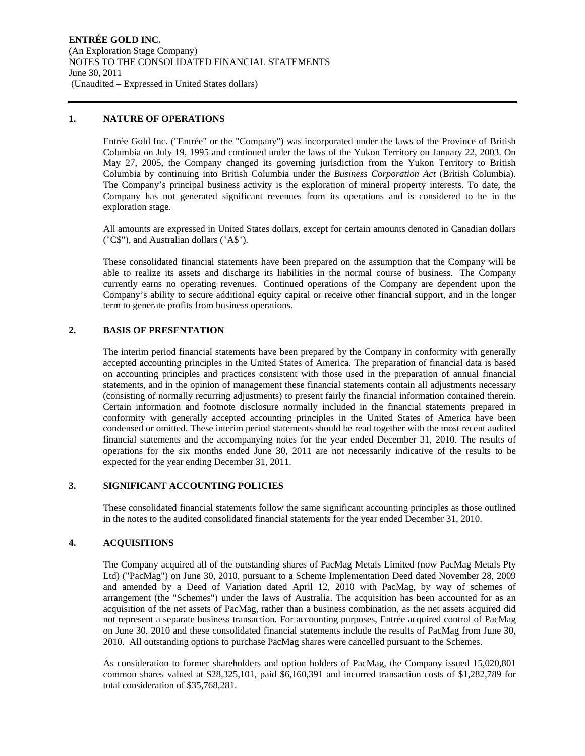## 1. NATURE OF OPERATIONS

Entrée Gold Inc. ("Entrée" or the "Company") was incorporated under the laws of the Province of British Columbia on July 19, 1995 and continued under the laws of the Yukon Territory on January 22, 2003. On May 27, 2005, the Company changed its governing jurisdiction from the Yukon Territory to British Columbia by continuing into British Columbia under the *Business Corporation Act* (British Columbia). The Company's principal business activity is the exploration of mineral property interests. To date, the Company has not generated significant revenues from its operations and is considered to be in the exploration stage.

All amounts are expressed in United States dollars, except for certain amounts denoted in Canadian dollars ("C$"), and Australian dollars ("A$").

These consolidated financial statements have been prepared on the assumption that the Company will be able to realize its assets and discharge its liabilities in the normal course of business. The Company currently earns no operating revenues. Continued operations of the Company are dependent upon the Company's ability to secure additional equity capital or receive other financial support, and in the longer term to generate profits from business operations.

## 2. BASIS OF PRESENTATION

The interim period financial statements have been prepared by the Company in conformity with generally accepted accounting principles in the United States of America. The preparation of financial data is based on accounting principles and practices consistent with those used in the preparation of annual financial statements, and in the opinion of management these financial statements contain all adjustments necessary (consisting of normally recurring adjustments) to present fairly the financial information contained therein. Certain information and footnote disclosure normally included in the financial statements prepared in conformity with generally accepted accounting principles in the United States of America have been condensed or omitted. These interim period statements should be read together with the most recent audited financial statements and the accompanying notes for the year ended December 31, 2010. The results of operations for the six months ended June 30, 2011 are not necessarily indicative of the results to be expected for the year ending December 31, 2011.

## 3. SIGNIFICANT ACCOUNTING POLICIES

These consolidated financial statements follow the same significant accounting principles as those outlined in the notes to the audited consolidated financial statements for the year ended December 31, 2010.

## 4. ACQUISITIONS

The Company acquired all of the outstanding shares of PacMag Metals Limited (now PacMag Metals Pty Ltd) ("PacMag") on June 30, 2010, pursuant to a Scheme Implementation Deed dated November 28, 2009 and amended by a Deed of Variation dated April 12, 2010 with PacMag, by way of schemes of arrangement (the "Schemes") under the laws of Australia. The acquisition has been accounted for as an acquisition of the net assets of PacMag, rather than a business combination, as the net assets acquired did not represent a separate business transaction. For accounting purposes, Entrée acquired control of PacMag on June 30, 2010 and these consolidated financial statements include the results of PacMag from June 30, 2010. All outstanding options to purchase PacMag shares were cancelled pursuant to the Schemes.

As consideration to former shareholders and option holders of PacMag, the Company issued 15,020,801 common shares valued at $28,325,101, paid $6,160,391 and incurred transaction costs of $1,282,789 for total consideration of $35,768,281.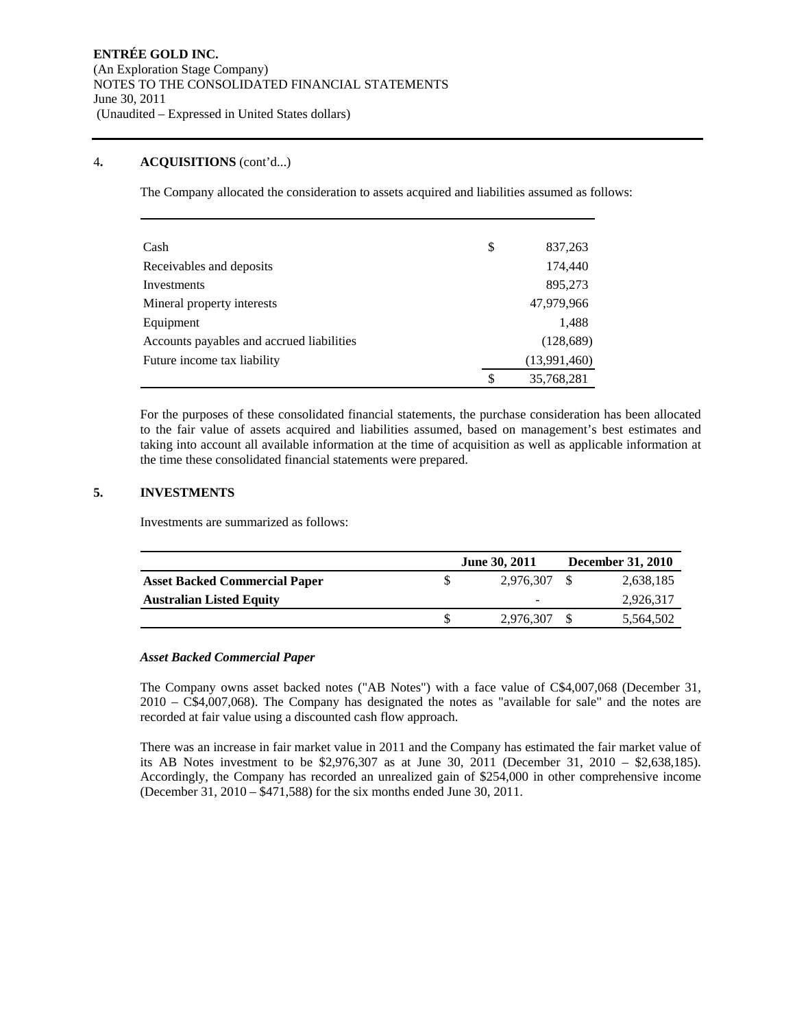## 4. ACQUISITIONS (cont'd...)

The Company allocated the consideration to assets acquired and liabilities assumed as follows:

| | |
|---|---|
| Cash | $ 837,263 |
| Receivables and deposits | 174,440 |
| Investments | 895,273 |
| Mineral property interests | 47,979,966 |
| Equipment | 1,488 |
| Accounts payables and accrued liabilities | (128,689) |
| Future income tax liability | (13,991,460) |
| | $ 35,768,281 |

For the purposes of these consolidated financial statements, the purchase consideration has been allocated to the fair value of assets acquired and liabilities assumed, based on management's best estimates and taking into account all available information at the time of acquisition as well as applicable information at the time these consolidated financial statements were prepared.

## 5. INVESTMENTS

Investments are summarized as follows:

| | June 30, 2011 | December 31, 2010 |
|---|---|---|
| **Asset Backed Commercial Paper** | $ 2,976,307 | $ 2,638,185 |
| **Australian Listed Equity** | - | 2,926,317 |
| | $ 2,976,307 | $ 5,564,502 |

### *Asset Backed Commercial Paper*

The Company owns asset backed notes ("AB Notes") with a face value of C$4,007,068 (December 31, 2010 – C$4,007,068). The Company has designated the notes as "available for sale" and the notes are recorded at fair value using a discounted cash flow approach.

There was an increase in fair market value in 2011 and the Company has estimated the fair market value of its AB Notes investment to be $2,976,307 as at June 30, 2011 (December 31, 2010 – $2,638,185). Accordingly, the Company has recorded an unrealized gain of $254,000 in other comprehensive income (December 31, 2010 – $471,588) for the six months ended June 30, 2011.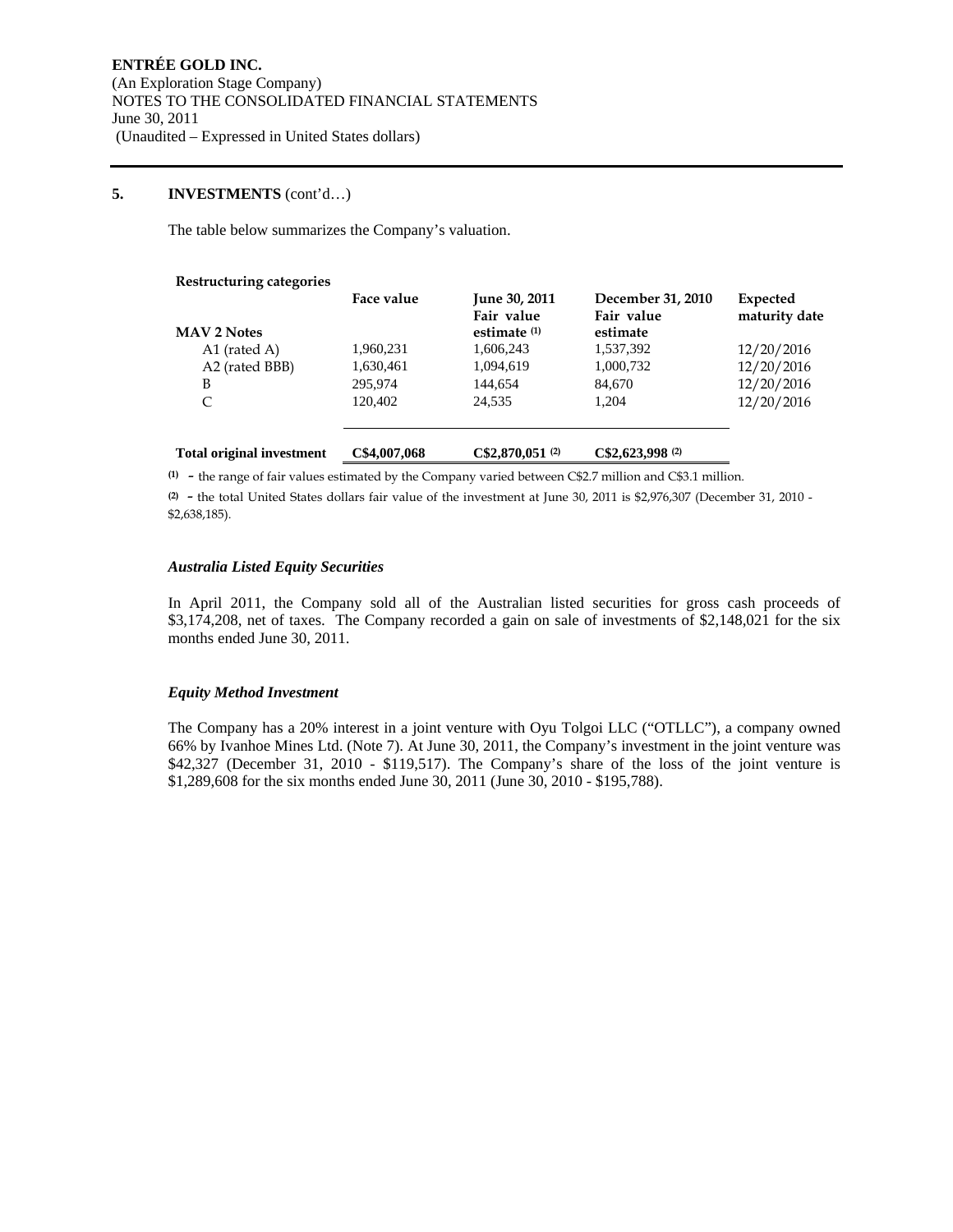## 5. INVESTMENTS (cont'd…)

The table below summarizes the Company's valuation.

| Restructuring categories | Face value | June 30, 2011 Fair value estimate [(1)] | December 31, 2010 Fair value estimate | Expected maturity date |
|---|---|---|---|---|
| **MAV 2 Notes** | | | | |
| A1 (rated A) | 1,960,231 | 1,606,243 | 1,537,392 | 12/20/2016 |
| A2 (rated BBB) | 1,630,461 | 1,094,619 | 1,000,732 | 12/20/2016 |
| B | 295,974 | 144,654 | 84,670 | 12/20/2016 |
| C | 120,402 | 24,535 | 1,204 | 12/20/2016 |
| **Total original investment** | **C$4,007,068** | **C$2,870,051 [(2)]** | **C$2,623,998 [(2)]** | |

(1) - the range of fair values estimated by the Company varied between C$2.7 million and C$3.1 million.

(2) - the total United States dollars fair value of the investment at June 30, 2011 is $2,976,307 (December 31, 2010 - $2,638,185).

### *Australia Listed Equity Securities*

In April 2011, the Company sold all of the Australian listed securities for gross cash proceeds of $3,174,208, net of taxes. The Company recorded a gain on sale of investments of $2,148,021 for the six months ended June 30, 2011.

### *Equity Method Investment*

The Company has a 20% interest in a joint venture with Oyu Tolgoi LLC ("OTLLC"), a company owned 66% by Ivanhoe Mines Ltd. (Note 7). At June 30, 2011, the Company's investment in the joint venture was $42,327 (December 31, 2010 - $119,517). The Company's share of the loss of the joint venture is $1,289,608 for the six months ended June 30, 2011 (June 30, 2010 - $195,788).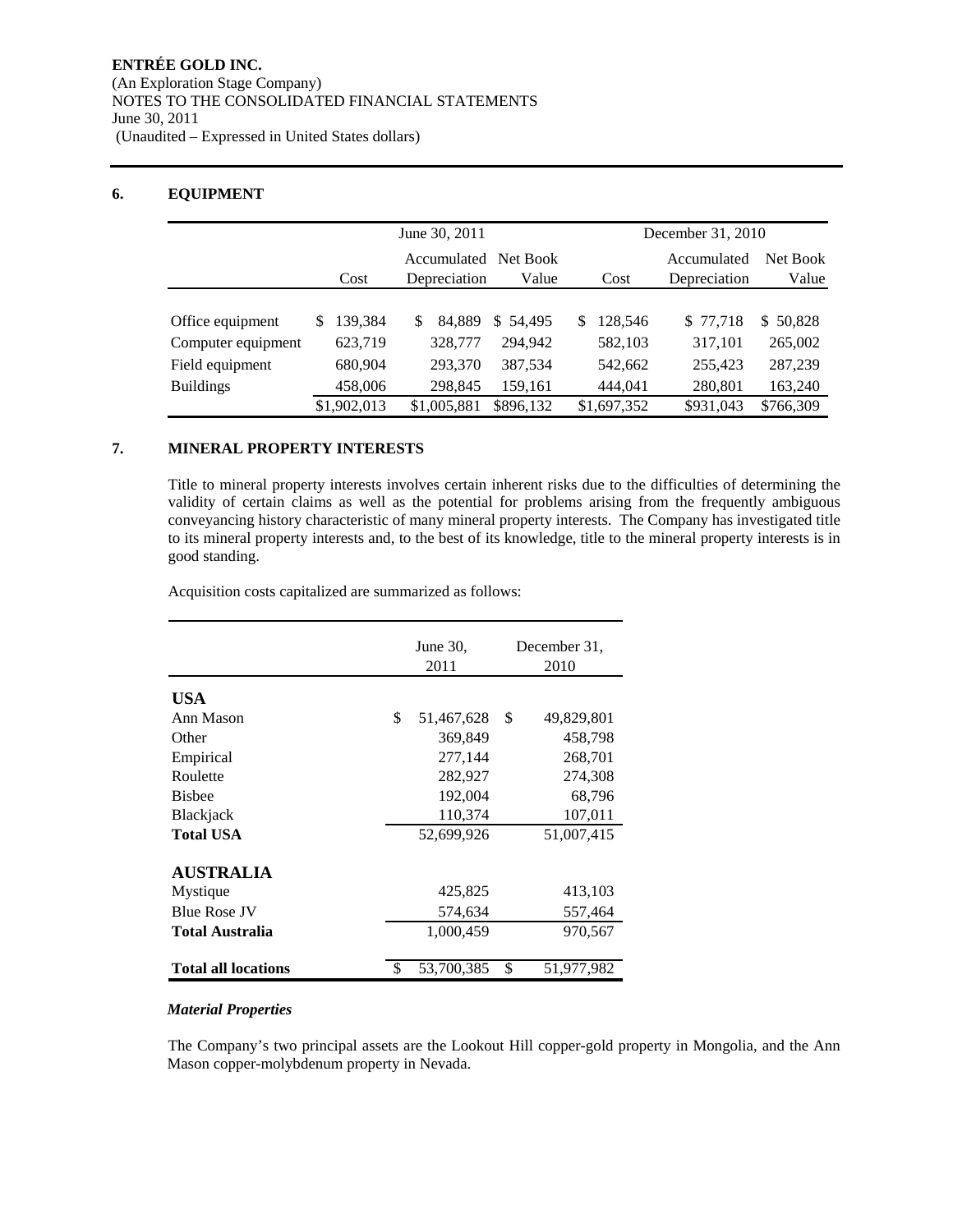**ENTRÉE GOLD INC.**
(An Exploration Stage Company)
NOTES TO THE CONSOLIDATED FINANCIAL STATEMENTS
June 30, 2011
(Unaudited – Expressed in United States dollars)

## 6. EQUIPMENT

| | June 30, 2011 | | | December 31, 2010 | | |
|---|---|---|---|---|---|---|
| | Cost | Accumulated Depreciation | Net Book Value | Cost | Accumulated Depreciation | Net Book Value |
| Office equipment | $ 139,384 | $ 84,889 | $ 54,495 | $ 128,546 | $ 77,718 | $ 50,828 |
| Computer equipment | 623,719 | 328,777 | 294,942 | 582,103 | 317,101 | 265,002 |
| Field equipment | 680,904 | 293,370 | 387,534 | 542,662 | 255,423 | 287,239 |
| Buildings | 458,006 | 298,845 | 159,161 | 444,041 | 280,801 | 163,240 |
| | $1,902,013 | $1,005,881 | $896,132 | $1,697,352 | $931,043 | $766,309 |

## 7. MINERAL PROPERTY INTERESTS

Title to mineral property interests involves certain inherent risks due to the difficulties of determining the validity of certain claims as well as the potential for problems arising from the frequently ambiguous conveyancing history characteristic of many mineral property interests. The Company has investigated title to its mineral property interests and, to the best of its knowledge, title to the mineral property interests is in good standing.

Acquisition costs capitalized are summarized as follows:

| | June 30, 2011 | December 31, 2010 |
|---|---|---|
| **USA** | | |
| Ann Mason | $ 51,467,628 | $ 49,829,801 |
| Other | 369,849 | 458,798 |
| Empirical | 277,144 | 268,701 |
| Roulette | 282,927 | 274,308 |
| Bisbee | 192,004 | 68,796 |
| Blackjack | 110,374 | 107,011 |
| **Total USA** | 52,699,926 | 51,007,415 |
| **AUSTRALIA** | | |
| Mystique | 425,825 | 413,103 |
| Blue Rose JV | 574,634 | 557,464 |
| **Total Australia** | 1,000,459 | 970,567 |
| **Total all locations** | $ 53,700,385 | $ 51,977,982 |

***Material Properties***

The Company's two principal assets are the Lookout Hill copper-gold property in Mongolia, and the Ann Mason copper-molybdenum property in Nevada.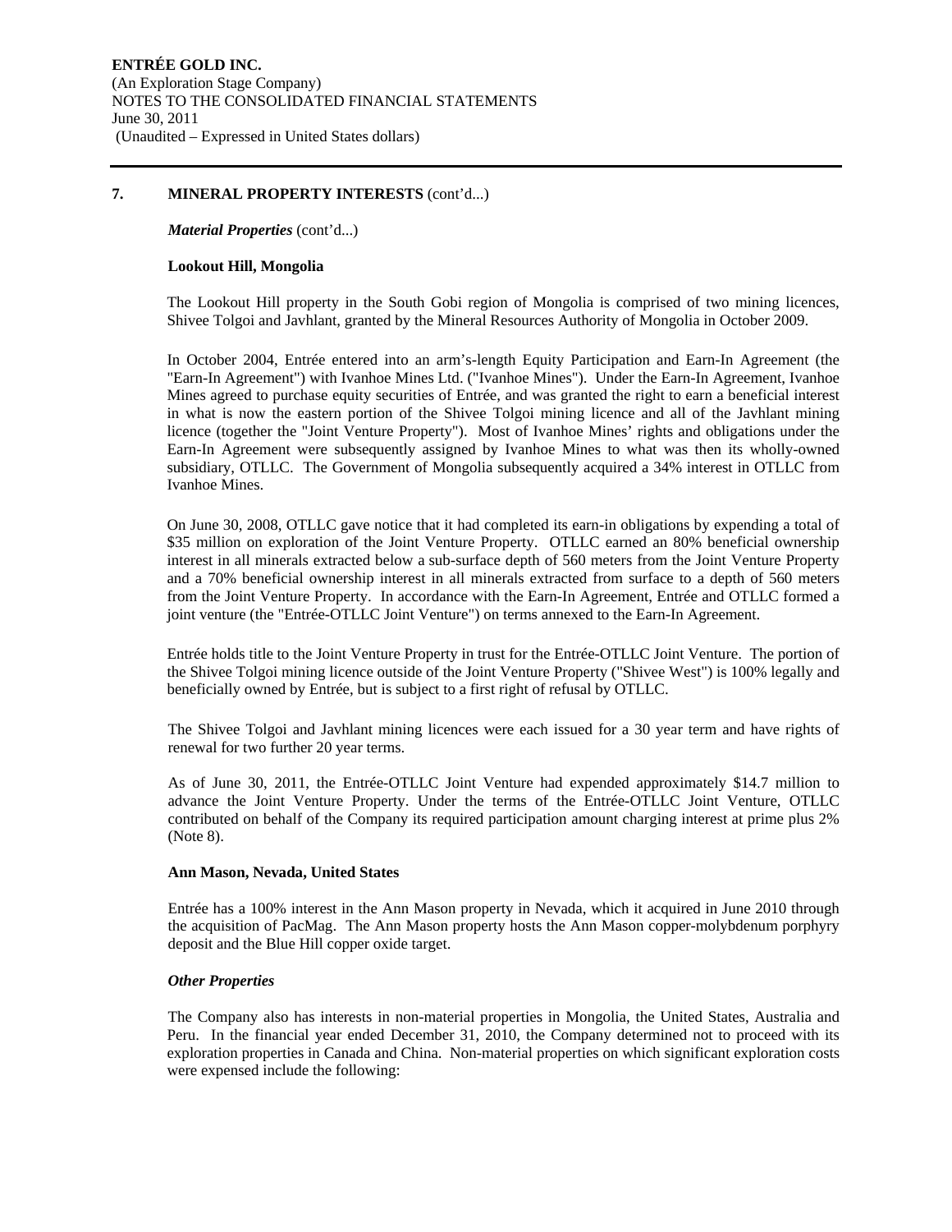## 7. MINERAL PROPERTY INTERESTS (cont'd...)

***Material Properties*** (cont'd...)

**Lookout Hill, Mongolia**

The Lookout Hill property in the South Gobi region of Mongolia is comprised of two mining licences, Shivee Tolgoi and Javhlant, granted by the Mineral Resources Authority of Mongolia in October 2009.

In October 2004, Entrée entered into an arm's-length Equity Participation and Earn-In Agreement (the "Earn-In Agreement") with Ivanhoe Mines Ltd. ("Ivanhoe Mines"). Under the Earn-In Agreement, Ivanhoe Mines agreed to purchase equity securities of Entrée, and was granted the right to earn a beneficial interest in what is now the eastern portion of the Shivee Tolgoi mining licence and all of the Javhlant mining licence (together the "Joint Venture Property"). Most of Ivanhoe Mines' rights and obligations under the Earn-In Agreement were subsequently assigned by Ivanhoe Mines to what was then its wholly-owned subsidiary, OTLLC. The Government of Mongolia subsequently acquired a 34% interest in OTLLC from Ivanhoe Mines.

On June 30, 2008, OTLLC gave notice that it had completed its earn-in obligations by expending a total of \$35 million on exploration of the Joint Venture Property. OTLLC earned an 80% beneficial ownership interest in all minerals extracted below a sub-surface depth of 560 meters from the Joint Venture Property and a 70% beneficial ownership interest in all minerals extracted from surface to a depth of 560 meters from the Joint Venture Property. In accordance with the Earn-In Agreement, Entrée and OTLLC formed a joint venture (the "Entrée-OTLLC Joint Venture") on terms annexed to the Earn-In Agreement.

Entrée holds title to the Joint Venture Property in trust for the Entrée-OTLLC Joint Venture. The portion of the Shivee Tolgoi mining licence outside of the Joint Venture Property ("Shivee West") is 100% legally and beneficially owned by Entrée, but is subject to a first right of refusal by OTLLC.

The Shivee Tolgoi and Javhlant mining licences were each issued for a 30 year term and have rights of renewal for two further 20 year terms.

As of June 30, 2011, the Entrée-OTLLC Joint Venture had expended approximately \$14.7 million to advance the Joint Venture Property. Under the terms of the Entrée-OTLLC Joint Venture, OTLLC contributed on behalf of the Company its required participation amount charging interest at prime plus 2% (Note 8).

**Ann Mason, Nevada, United States**

Entrée has a 100% interest in the Ann Mason property in Nevada, which it acquired in June 2010 through the acquisition of PacMag. The Ann Mason property hosts the Ann Mason copper-molybdenum porphyry deposit and the Blue Hill copper oxide target.

***Other Properties***

The Company also has interests in non-material properties in Mongolia, the United States, Australia and Peru. In the financial year ended December 31, 2010, the Company determined not to proceed with its exploration properties in Canada and China. Non-material properties on which significant exploration costs were expensed include the following: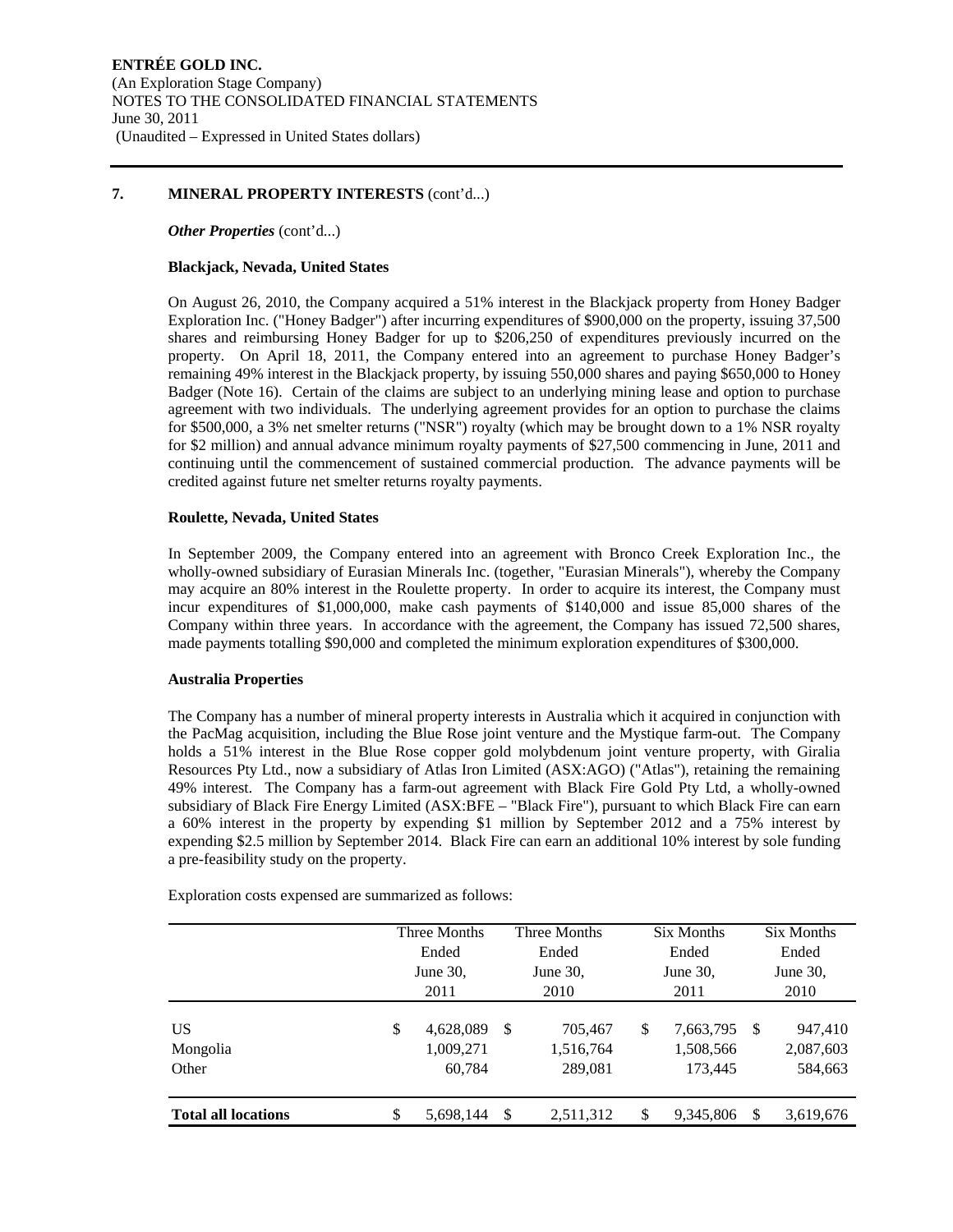## 7. MINERAL PROPERTY INTERESTS (cont'd...)

***Other Properties*** (cont'd...)

**Blackjack, Nevada, United States**

On August 26, 2010, the Company acquired a 51% interest in the Blackjack property from Honey Badger Exploration Inc. ("Honey Badger") after incurring expenditures of $900,000 on the property, issuing 37,500 shares and reimbursing Honey Badger for up to $206,250 of expenditures previously incurred on the property. On April 18, 2011, the Company entered into an agreement to purchase Honey Badger's remaining 49% interest in the Blackjack property, by issuing 550,000 shares and paying $650,000 to Honey Badger (Note 16). Certain of the claims are subject to an underlying mining lease and option to purchase agreement with two individuals. The underlying agreement provides for an option to purchase the claims for $500,000, a 3% net smelter returns ("NSR") royalty (which may be brought down to a 1% NSR royalty for $2 million) and annual advance minimum royalty payments of $27,500 commencing in June, 2011 and continuing until the commencement of sustained commercial production. The advance payments will be credited against future net smelter returns royalty payments.

**Roulette, Nevada, United States**

In September 2009, the Company entered into an agreement with Bronco Creek Exploration Inc., the wholly-owned subsidiary of Eurasian Minerals Inc. (together, "Eurasian Minerals"), whereby the Company may acquire an 80% interest in the Roulette property. In order to acquire its interest, the Company must incur expenditures of $1,000,000, make cash payments of $140,000 and issue 85,000 shares of the Company within three years. In accordance with the agreement, the Company has issued 72,500 shares, made payments totalling $90,000 and completed the minimum exploration expenditures of $300,000.

**Australia Properties**

The Company has a number of mineral property interests in Australia which it acquired in conjunction with the PacMag acquisition, including the Blue Rose joint venture and the Mystique farm-out. The Company holds a 51% interest in the Blue Rose copper gold molybdenum joint venture property, with Giralia Resources Pty Ltd., now a subsidiary of Atlas Iron Limited (ASX:AGO) ("Atlas"), retaining the remaining 49% interest. The Company has a farm-out agreement with Black Fire Gold Pty Ltd, a wholly-owned subsidiary of Black Fire Energy Limited (ASX:BFE – "Black Fire"), pursuant to which Black Fire can earn a 60% interest in the property by expending $1 million by September 2012 and a 75% interest by expending $2.5 million by September 2014. Black Fire can earn an additional 10% interest by sole funding a pre-feasibility study on the property.

Exploration costs expensed are summarized as follows:

| | Three Months Ended June 30, 2011 | Three Months Ended June 30, 2010 | Six Months Ended June 30, 2011 | Six Months Ended June 30, 2010 |
|---|---|---|---|---|
| US | $ 4,628,089 | $ 705,467 | $ 7,663,795 | $ 947,410 |
| Mongolia | 1,009,271 | 1,516,764 | 1,508,566 | 2,087,603 |
| Other | 60,784 | 289,081 | 173,445 | 584,663 |
| **Total all locations** | $ 5,698,144 | $ 2,511,312 | $ 9,345,806 | $ 3,619,676 |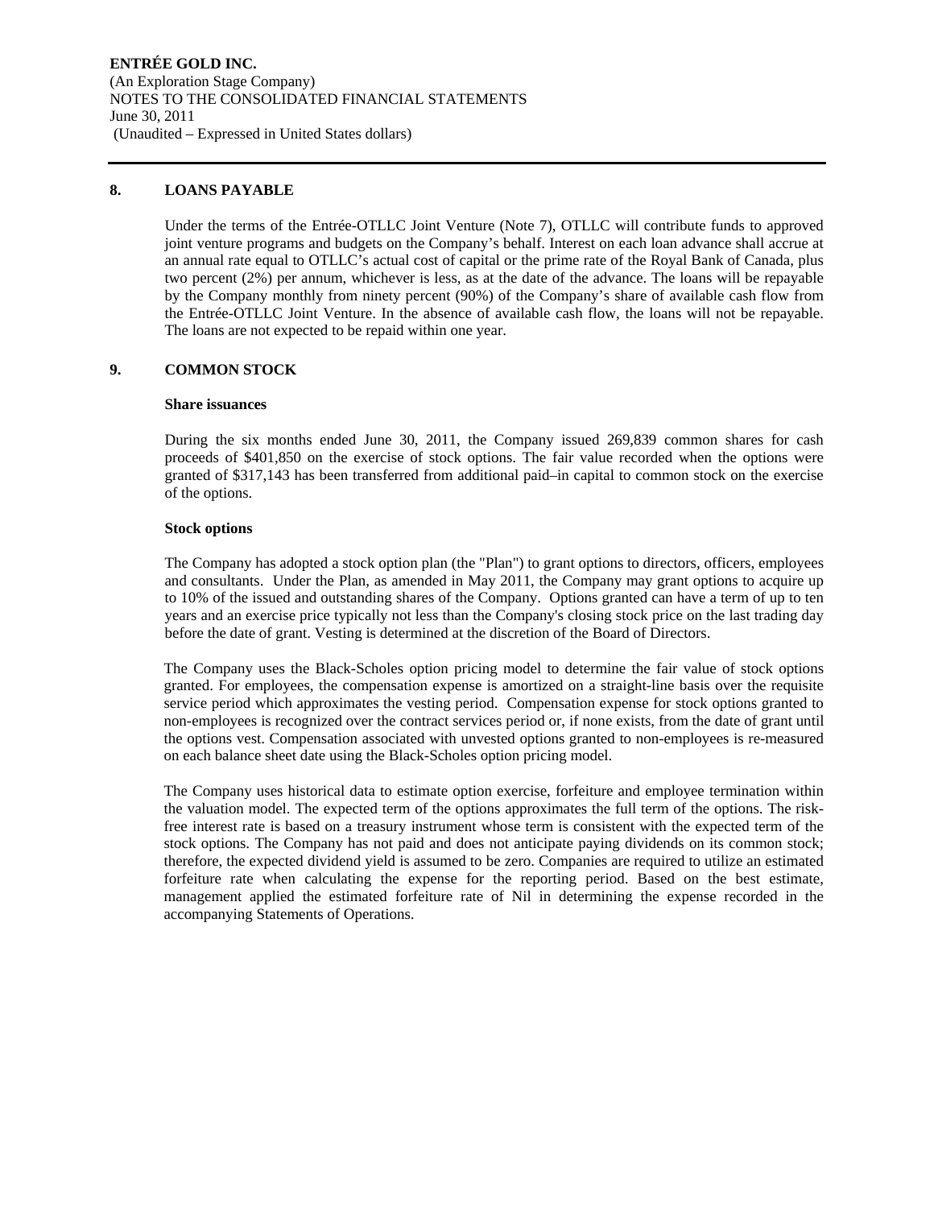## 8. LOANS PAYABLE

Under the terms of the Entrée-OTLLC Joint Venture (Note 7), OTLLC will contribute funds to approved joint venture programs and budgets on the Company's behalf. Interest on each loan advance shall accrue at an annual rate equal to OTLLC's actual cost of capital or the prime rate of the Royal Bank of Canada, plus two percent (2%) per annum, whichever is less, as at the date of the advance. The loans will be repayable by the Company monthly from ninety percent (90%) of the Company's share of available cash flow from the Entrée-OTLLC Joint Venture. In the absence of available cash flow, the loans will not be repayable. The loans are not expected to be repaid within one year.

## 9. COMMON STOCK

### Share issuances

During the six months ended June 30, 2011, the Company issued 269,839 common shares for cash proceeds of $401,850 on the exercise of stock options. The fair value recorded when the options were granted of $317,143 has been transferred from additional paid–in capital to common stock on the exercise of the options.

### Stock options

The Company has adopted a stock option plan (the "Plan") to grant options to directors, officers, employees and consultants. Under the Plan, as amended in May 2011, the Company may grant options to acquire up to 10% of the issued and outstanding shares of the Company. Options granted can have a term of up to ten years and an exercise price typically not less than the Company's closing stock price on the last trading day before the date of grant. Vesting is determined at the discretion of the Board of Directors.

The Company uses the Black-Scholes option pricing model to determine the fair value of stock options granted. For employees, the compensation expense is amortized on a straight-line basis over the requisite service period which approximates the vesting period. Compensation expense for stock options granted to non-employees is recognized over the contract services period or, if none exists, from the date of grant until the options vest. Compensation associated with unvested options granted to non-employees is re-measured on each balance sheet date using the Black-Scholes option pricing model.

The Company uses historical data to estimate option exercise, forfeiture and employee termination within the valuation model. The expected term of the options approximates the full term of the options. The risk-free interest rate is based on a treasury instrument whose term is consistent with the expected term of the stock options. The Company has not paid and does not anticipate paying dividends on its common stock; therefore, the expected dividend yield is assumed to be zero. Companies are required to utilize an estimated forfeiture rate when calculating the expense for the reporting period. Based on the best estimate, management applied the estimated forfeiture rate of Nil in determining the expense recorded in the accompanying Statements of Operations.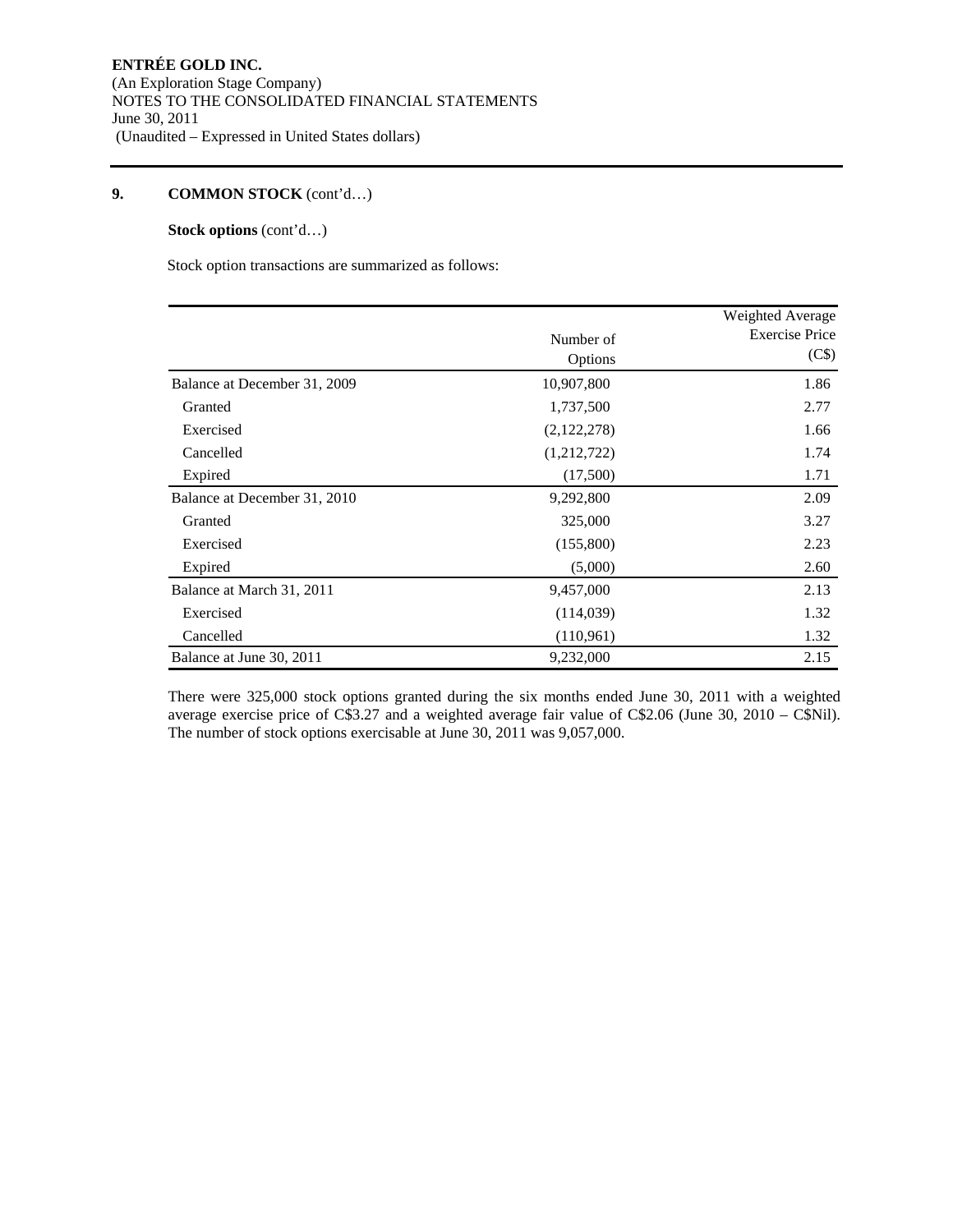## 9. COMMON STOCK (cont'd…)

**Stock options** (cont'd…)

Stock option transactions are summarized as follows:

| | Number of Options | Weighted Average Exercise Price (C$) |
|---|---|---|
| Balance at December 31, 2009 | 10,907,800 | 1.86 |
| Granted | 1,737,500 | 2.77 |
| Exercised | (2,122,278) | 1.66 |
| Cancelled | (1,212,722) | 1.74 |
| Expired | (17,500) | 1.71 |
| Balance at December 31, 2010 | 9,292,800 | 2.09 |
| Granted | 325,000 | 3.27 |
| Exercised | (155,800) | 2.23 |
| Expired | (5,000) | 2.60 |
| Balance at March 31, 2011 | 9,457,000 | 2.13 |
| Exercised | (114,039) | 1.32 |
| Cancelled | (110,961) | 1.32 |
| Balance at June 30, 2011 | 9,232,000 | 2.15 |

There were 325,000 stock options granted during the six months ended June 30, 2011 with a weighted average exercise price of C$3.27 and a weighted average fair value of C$2.06 (June 30, 2010 – C$Nil). The number of stock options exercisable at June 30, 2011 was 9,057,000.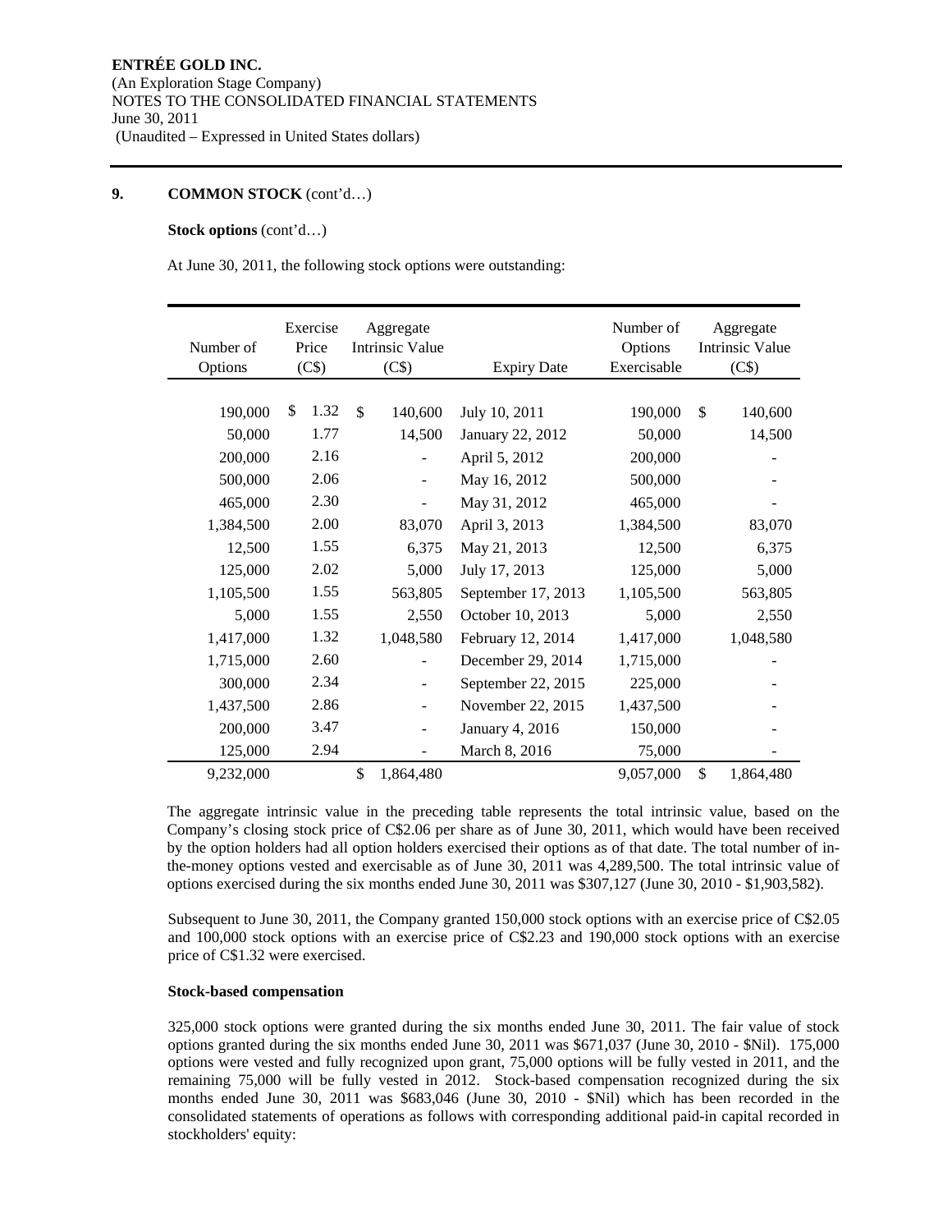**ENTRÉE GOLD INC.**
(An Exploration Stage Company)
NOTES TO THE CONSOLIDATED FINANCIAL STATEMENTS
June 30, 2011
(Unaudited – Expressed in United States dollars)

## 9. COMMON STOCK (cont'd…)

**Stock options** (cont'd…)

At June 30, 2011, the following stock options were outstanding:

| Number of Options | Exercise Price (C$) | Aggregate Intrinsic Value (C$) | Expiry Date | Number of Options Exercisable | Aggregate Intrinsic Value (C$) |
|---|---|---|---|---|---|
| 190,000 | $ 1.32 | $ 140,600 | July 10, 2011 | 190,000 | $ 140,600 |
| 50,000 | 1.77 | 14,500 | January 22, 2012 | 50,000 | 14,500 |
| 200,000 | 2.16 | - | April 5, 2012 | 200,000 | - |
| 500,000 | 2.06 | - | May 16, 2012 | 500,000 | - |
| 465,000 | 2.30 | - | May 31, 2012 | 465,000 | - |
| 1,384,500 | 2.00 | 83,070 | April 3, 2013 | 1,384,500 | 83,070 |
| 12,500 | 1.55 | 6,375 | May 21, 2013 | 12,500 | 6,375 |
| 125,000 | 2.02 | 5,000 | July 17, 2013 | 125,000 | 5,000 |
| 1,105,500 | 1.55 | 563,805 | September 17, 2013 | 1,105,500 | 563,805 |
| 5,000 | 1.55 | 2,550 | October 10, 2013 | 5,000 | 2,550 |
| 1,417,000 | 1.32 | 1,048,580 | February 12, 2014 | 1,417,000 | 1,048,580 |
| 1,715,000 | 2.60 | - | December 29, 2014 | 1,715,000 | - |
| 300,000 | 2.34 | - | September 22, 2015 | 225,000 | - |
| 1,437,500 | 2.86 | - | November 22, 2015 | 1,437,500 | - |
| 200,000 | 3.47 | - | January 4, 2016 | 150,000 | - |
| 125,000 | 2.94 | - | March 8, 2016 | 75,000 | - |
| 9,232,000 | | $ 1,864,480 | | 9,057,000 | $ 1,864,480 |

The aggregate intrinsic value in the preceding table represents the total intrinsic value, based on the Company's closing stock price of C$2.06 per share as of June 30, 2011, which would have been received by the option holders had all option holders exercised their options as of that date. The total number of in-the-money options vested and exercisable as of June 30, 2011 was 4,289,500. The total intrinsic value of options exercised during the six months ended June 30, 2011 was $307,127 (June 30, 2010 - $1,903,582).

Subsequent to June 30, 2011, the Company granted 150,000 stock options with an exercise price of C$2.05 and 100,000 stock options with an exercise price of C$2.23 and 190,000 stock options with an exercise price of C$1.32 were exercised.

**Stock-based compensation**

325,000 stock options were granted during the six months ended June 30, 2011. The fair value of stock options granted during the six months ended June 30, 2011 was $671,037 (June 30, 2010 - $Nil). 175,000 options were vested and fully recognized upon grant, 75,000 options will be fully vested in 2011, and the remaining 75,000 will be fully vested in 2012. Stock-based compensation recognized during the six months ended June 30, 2011 was $683,046 (June 30, 2010 - $Nil) which has been recorded in the consolidated statements of operations as follows with corresponding additional paid-in capital recorded in stockholders' equity: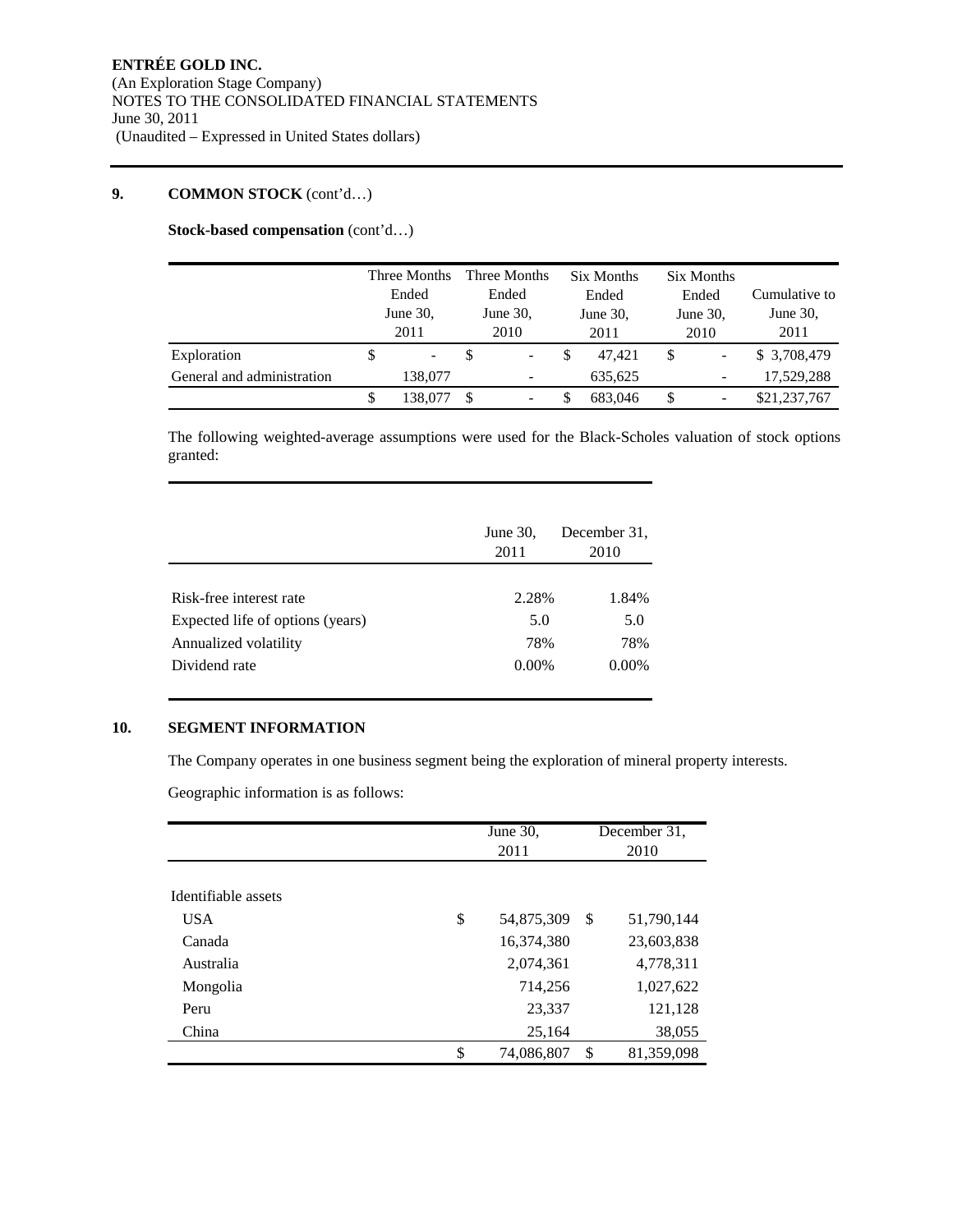**ENTRÉE GOLD INC.**
(An Exploration Stage Company)
NOTES TO THE CONSOLIDATED FINANCIAL STATEMENTS
June 30, 2011
(Unaudited – Expressed in United States dollars)

## 9. COMMON STOCK (cont'd…)

**Stock-based compensation** (cont'd…)

| | Three Months Ended June 30, 2011 | Three Months Ended June 30, 2010 | Six Months Ended June 30, 2011 | Six Months Ended June 30, 2010 | Cumulative to June 30, 2011 |
|---|---|---|---|---|---|
| Exploration | $ - | $ - | $ 47,421 | $ - | $ 3,708,479 |
| General and administration | 138,077 | - | 635,625 | - | 17,529,288 |
| | $ 138,077 | $ - | $ 683,046 | $ - | $21,237,767 |

The following weighted-average assumptions were used for the Black-Scholes valuation of stock options granted:

| | June 30, 2011 | December 31, 2010 |
|---|---|---|
| Risk-free interest rate | 2.28% | 1.84% |
| Expected life of options (years) | 5.0 | 5.0 |
| Annualized volatility | 78% | 78% |
| Dividend rate | 0.00% | 0.00% |

## 10. SEGMENT INFORMATION

The Company operates in one business segment being the exploration of mineral property interests.

Geographic information is as follows:

| | June 30, 2011 | December 31, 2010 |
|---|---|---|
| Identifiable assets | | |
| USA | $ 54,875,309 | $ 51,790,144 |
| Canada | 16,374,380 | 23,603,838 |
| Australia | 2,074,361 | 4,778,311 |
| Mongolia | 714,256 | 1,027,622 |
| Peru | 23,337 | 121,128 |
| China | 25,164 | 38,055 |
| | $ 74,086,807 | $ 81,359,098 |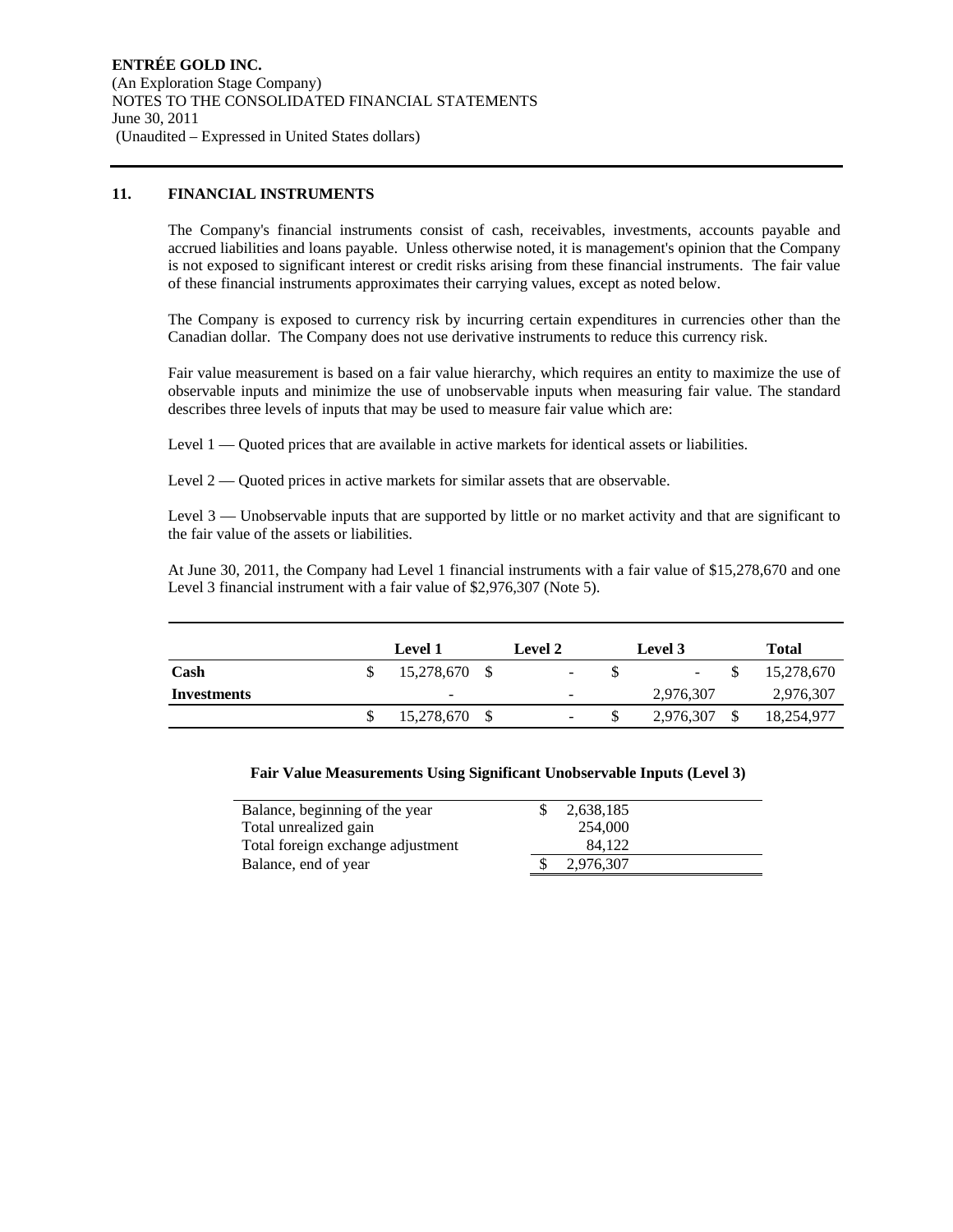ENTRÉE GOLD INC.
(An Exploration Stage Company)
NOTES TO THE CONSOLIDATED FINANCIAL STATEMENTS
June 30, 2011
(Unaudited – Expressed in United States dollars)

## 11. FINANCIAL INSTRUMENTS

The Company's financial instruments consist of cash, receivables, investments, accounts payable and accrued liabilities and loans payable. Unless otherwise noted, it is management's opinion that the Company is not exposed to significant interest or credit risks arising from these financial instruments. The fair value of these financial instruments approximates their carrying values, except as noted below.

The Company is exposed to currency risk by incurring certain expenditures in currencies other than the Canadian dollar. The Company does not use derivative instruments to reduce this currency risk.

Fair value measurement is based on a fair value hierarchy, which requires an entity to maximize the use of observable inputs and minimize the use of unobservable inputs when measuring fair value. The standard describes three levels of inputs that may be used to measure fair value which are:

Level 1 — Quoted prices that are available in active markets for identical assets or liabilities.

Level 2 — Quoted prices in active markets for similar assets that are observable.

Level 3 — Unobservable inputs that are supported by little or no market activity and that are significant to the fair value of the assets or liabilities.

At June 30, 2011, the Company had Level 1 financial instruments with a fair value of $15,278,670 and one Level 3 financial instrument with a fair value of $2,976,307 (Note 5).

| | Level 1 | Level 2 | Level 3 | Total |
|---|---|---|---|---|
| **Cash** | $ 15,278,670 | $ - | $ - | $ 15,278,670 |
| **Investments** | - | - | 2,976,307 | 2,976,307 |
| | $ 15,278,670 | $ - | $ 2,976,307 | $ 18,254,977 |

**Fair Value Measurements Using Significant Unobservable Inputs (Level 3)**

| | |
|---|---|
| Balance, beginning of the year | $ 2,638,185 |
| Total unrealized gain | 254,000 |
| Total foreign exchange adjustment | 84,122 |
| Balance, end of year | $ 2,976,307 |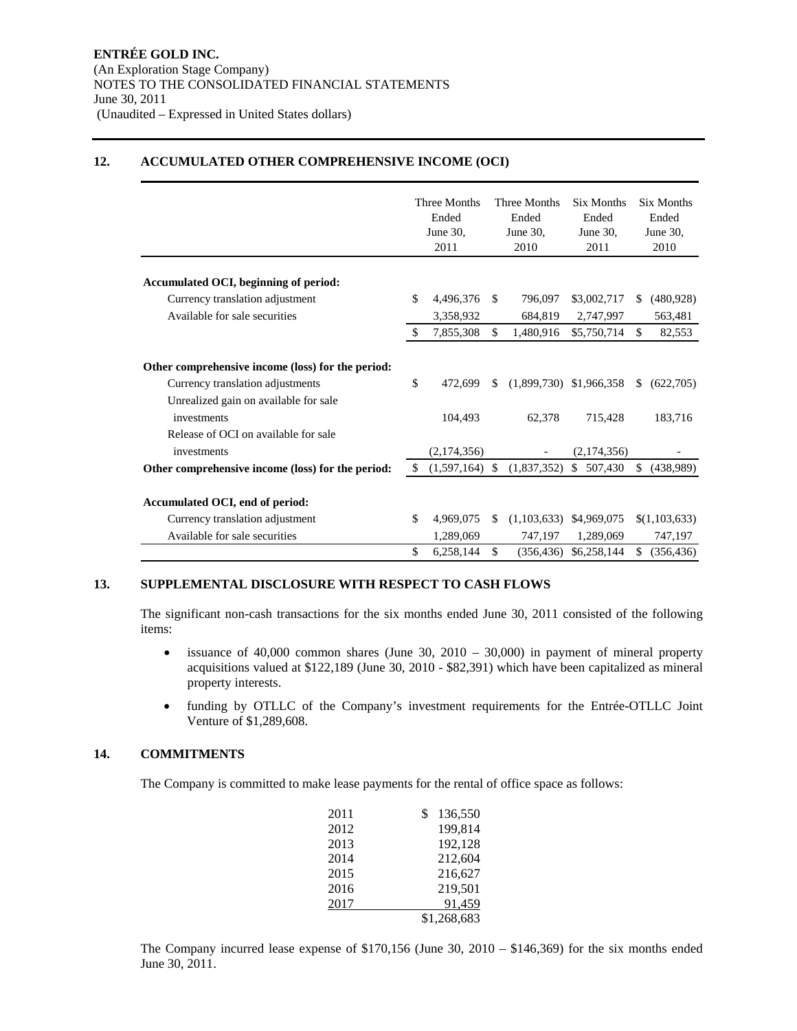**ENTRÉE GOLD INC.**
(An Exploration Stage Company)
NOTES TO THE CONSOLIDATED FINANCIAL STATEMENTS
June 30, 2011
(Unaudited – Expressed in United States dollars)

## 12. ACCUMULATED OTHER COMPREHENSIVE INCOME (OCI)

| | Three Months Ended June 30, 2011 | Three Months Ended June 30, 2010 | Six Months Ended June 30, 2011 | Six Months Ended June 30, 2010 |
|---|---|---|---|---|
| **Accumulated OCI, beginning of period:** | | | | |
| Currency translation adjustment | $ 4,496,376 | $ 796,097 | $3,002,717 | $ (480,928) |
| Available for sale securities | 3,358,932 | 684,819 | 2,747,997 | 563,481 |
| | $ 7,855,308 | $ 1,480,916 | $5,750,714 | $ 82,553 |
| **Other comprehensive income (loss) for the period:** | | | | |
| Currency translation adjustments | $ 472,699 | $ (1,899,730) | $1,966,358 | $ (622,705) |
| Unrealized gain on available for sale investments | 104,493 | 62,378 | 715,428 | 183,716 |
| Release of OCI on available for sale investments | (2,174,356) | - | (2,174,356) | - |
| **Other comprehensive income (loss) for the period:** | $ (1,597,164) | $ (1,837,352) | $ 507,430 | $ (438,989) |
| **Accumulated OCI, end of period:** | | | | |
| Currency translation adjustment | $ 4,969,075 | $ (1,103,633) | $4,969,075 | $(1,103,633) |
| Available for sale securities | 1,289,069 | 747,197 | 1,289,069 | 747,197 |
| | $ 6,258,144 | $ (356,436) | $6,258,144 | $ (356,436) |

## 13. SUPPLEMENTAL DISCLOSURE WITH RESPECT TO CASH FLOWS

The significant non-cash transactions for the six months ended June 30, 2011 consisted of the following items:

- issuance of 40,000 common shares (June 30, 2010 – 30,000) in payment of mineral property acquisitions valued at $122,189 (June 30, 2010 - $82,391) which have been capitalized as mineral property interests.
- funding by OTLLC of the Company's investment requirements for the Entrée-OTLLC Joint Venture of $1,289,608.

## 14. COMMITMENTS

The Company is committed to make lease payments for the rental of office space as follows:

| | |
|---|---|
| 2011 | $ 136,550 |
| 2012 | 199,814 |
| 2013 | 192,128 |
| 2014 | 212,604 |
| 2015 | 216,627 |
| 2016 | 219,501 |
| 2017 | 91,459 |
| | $1,268,683 |

The Company incurred lease expense of $170,156 (June 30, 2010 – $146,369) for the six months ended June 30, 2011.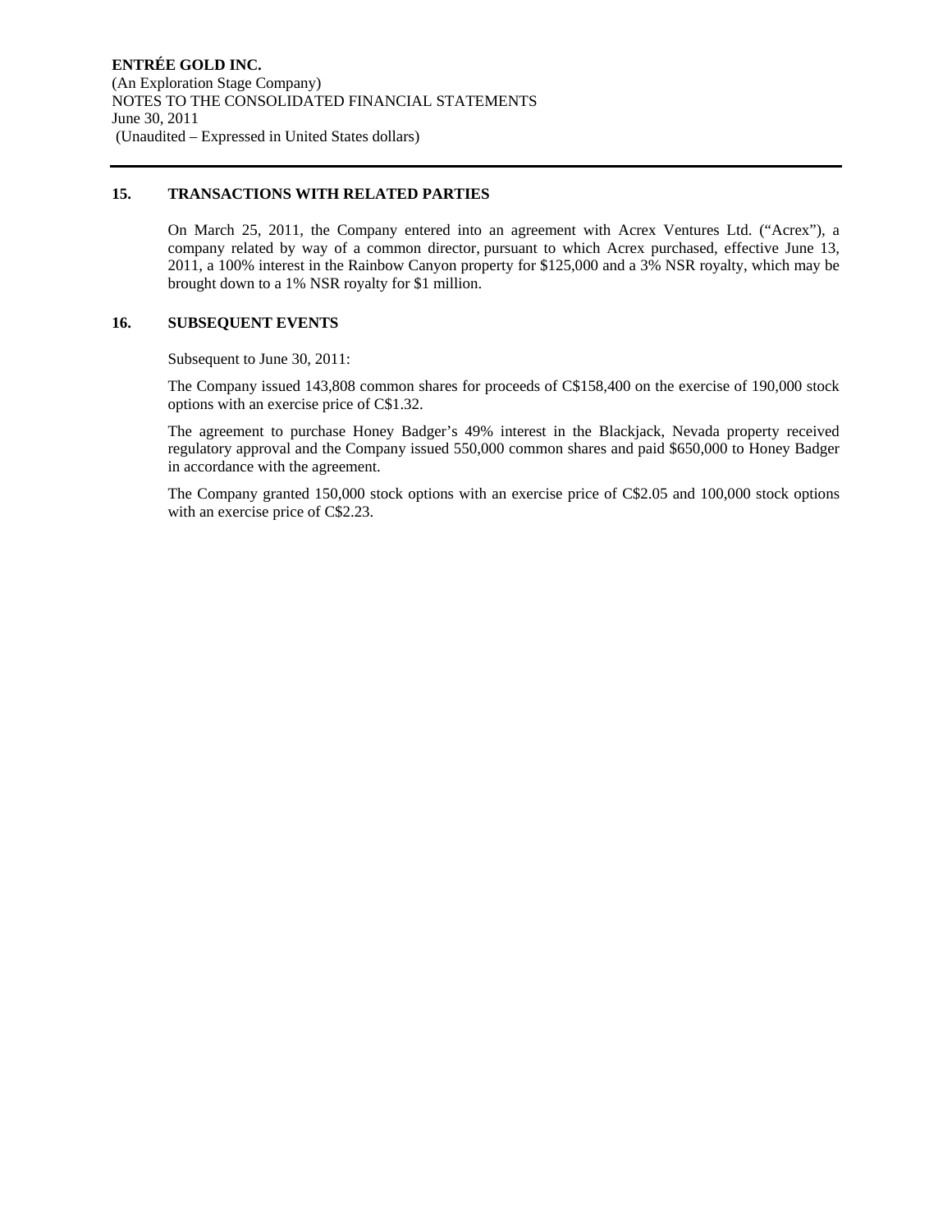## 15. TRANSACTIONS WITH RELATED PARTIES

On March 25, 2011, the Company entered into an agreement with Acrex Ventures Ltd. ("Acrex"), a company related by way of a common director, pursuant to which Acrex purchased, effective June 13, 2011, a 100% interest in the Rainbow Canyon property for $125,000 and a 3% NSR royalty, which may be brought down to a 1% NSR royalty for $1 million.

## 16. SUBSEQUENT EVENTS

Subsequent to June 30, 2011:

The Company issued 143,808 common shares for proceeds of C$158,400 on the exercise of 190,000 stock options with an exercise price of C$1.32.

The agreement to purchase Honey Badger's 49% interest in the Blackjack, Nevada property received regulatory approval and the Company issued 550,000 common shares and paid $650,000 to Honey Badger in accordance with the agreement.

The Company granted 150,000 stock options with an exercise price of C$2.05 and 100,000 stock options with an exercise price of C$2.23.